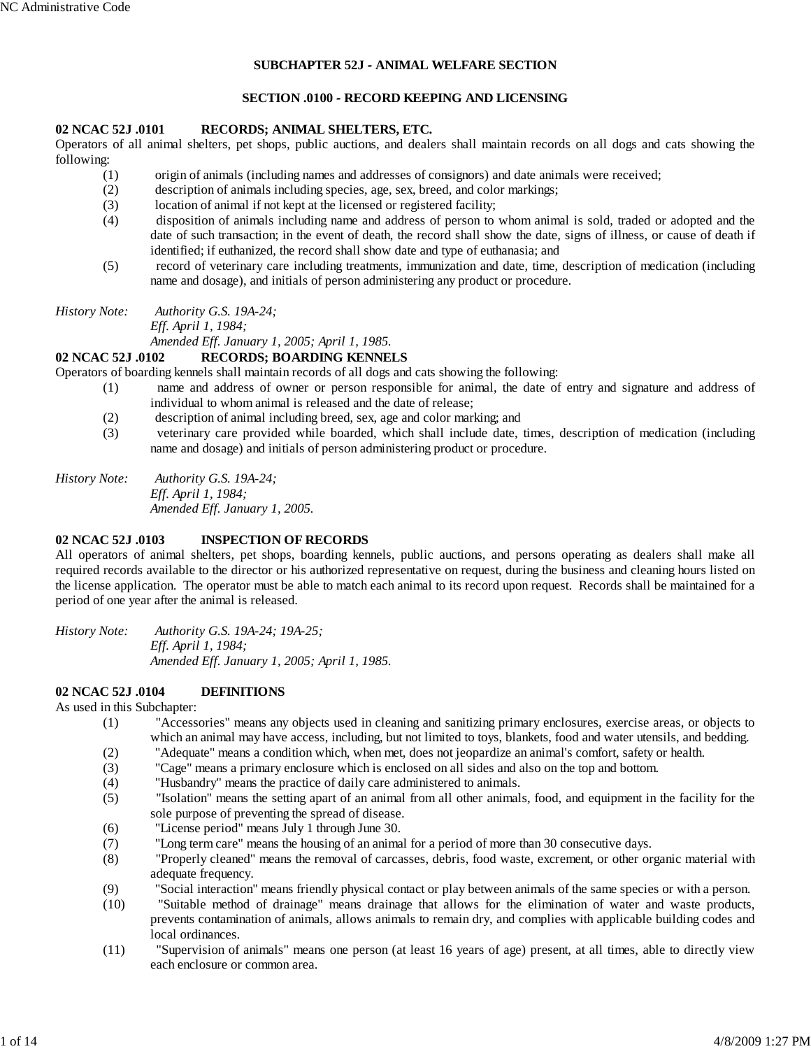## SUBCHAPTER 52J - ANIMAL WELFARE SECTION

### SECTION .0100 - RECORD KEEPING AND LICENSING

**02 NCAC 52J .0101 RECORDS; ANIMAL SHELTERS, ETC.**

Operators of all animal shelters, pet shops, public auctions, and dealers shall maintain records on all dogs and cats showing the following:

(1) origin of animals (including names and addresses of consignors) and date animals were received;

(2) description of animals including species, age, sex, breed, and color markings;

(3) location of animal if not kept at the licensed or registered facility;

(4) disposition of animals including name and address of person to whom animal is sold, traded or adopted and the date of such transaction; in the event of death, the record shall show the date, signs of illness, or cause of death if identified; if euthanized, the record shall show date and type of euthanasia; and

(5) record of veterinary care including treatments, immunization and date, time, description of medication (including name and dosage), and initials of person administering any product or procedure.

*History Note: Authority G.S. 19A-24;*
*Eff. April 1, 1984;*
*Amended Eff. January 1, 2005; April 1, 1985.*

**02 NCAC 52J .0102 RECORDS; BOARDING KENNELS**

Operators of boarding kennels shall maintain records of all dogs and cats showing the following:

(1) name and address of owner or person responsible for animal, the date of entry and signature and address of individual to whom animal is released and the date of release;

(2) description of animal including breed, sex, age and color marking; and

(3) veterinary care provided while boarded, which shall include date, times, description of medication (including name and dosage) and initials of person administering product or procedure.

*History Note: Authority G.S. 19A-24;*
*Eff. April 1, 1984;*
*Amended Eff. January 1, 2005.*

**02 NCAC 52J .0103 INSPECTION OF RECORDS**

All operators of animal shelters, pet shops, boarding kennels, public auctions, and persons operating as dealers shall make all required records available to the director or his authorized representative on request, during the business and cleaning hours listed on the license application. The operator must be able to match each animal to its record upon request. Records shall be maintained for a period of one year after the animal is released.

*History Note: Authority G.S. 19A-24; 19A-25;*
*Eff. April 1, 1984;*
*Amended Eff. January 1, 2005; April 1, 1985.*

**02 NCAC 52J .0104 DEFINITIONS**

As used in this Subchapter:

(1) "Accessories" means any objects used in cleaning and sanitizing primary enclosures, exercise areas, or objects to which an animal may have access, including, but not limited to, toys, blankets, food and water utensils, and bedding.

(2) "Adequate" means a condition which, when met, does not jeopardize an animal's comfort, safety or health.

(3) "Cage" means a primary enclosure which is enclosed on all sides and also on the top and bottom.

(4) "Husbandry" means the practice of daily care administered to animals.

(5) "Isolation" means the setting apart of an animal from all other animals, food, and equipment in the facility for the sole purpose of preventing the spread of disease.

(6) "License period" means July 1 through June 30.

(7) "Long term care" means the housing of an animal for a period of more than 30 consecutive days.

(8) "Properly cleaned" means the removal of carcasses, debris, food waste, excrement, or other organic material with adequate frequency.

(9) "Social interaction" means friendly physical contact or play between animals of the same species or with a person.

(10) "Suitable method of drainage" means drainage that allows for the elimination of water and waste products, prevents contamination of animals, allows animals to remain dry, and complies with applicable building codes and local ordinances.

(11) "Supervision of animals" means one person (at least 16 years of age) present, at all times, able to directly view each enclosure or common area.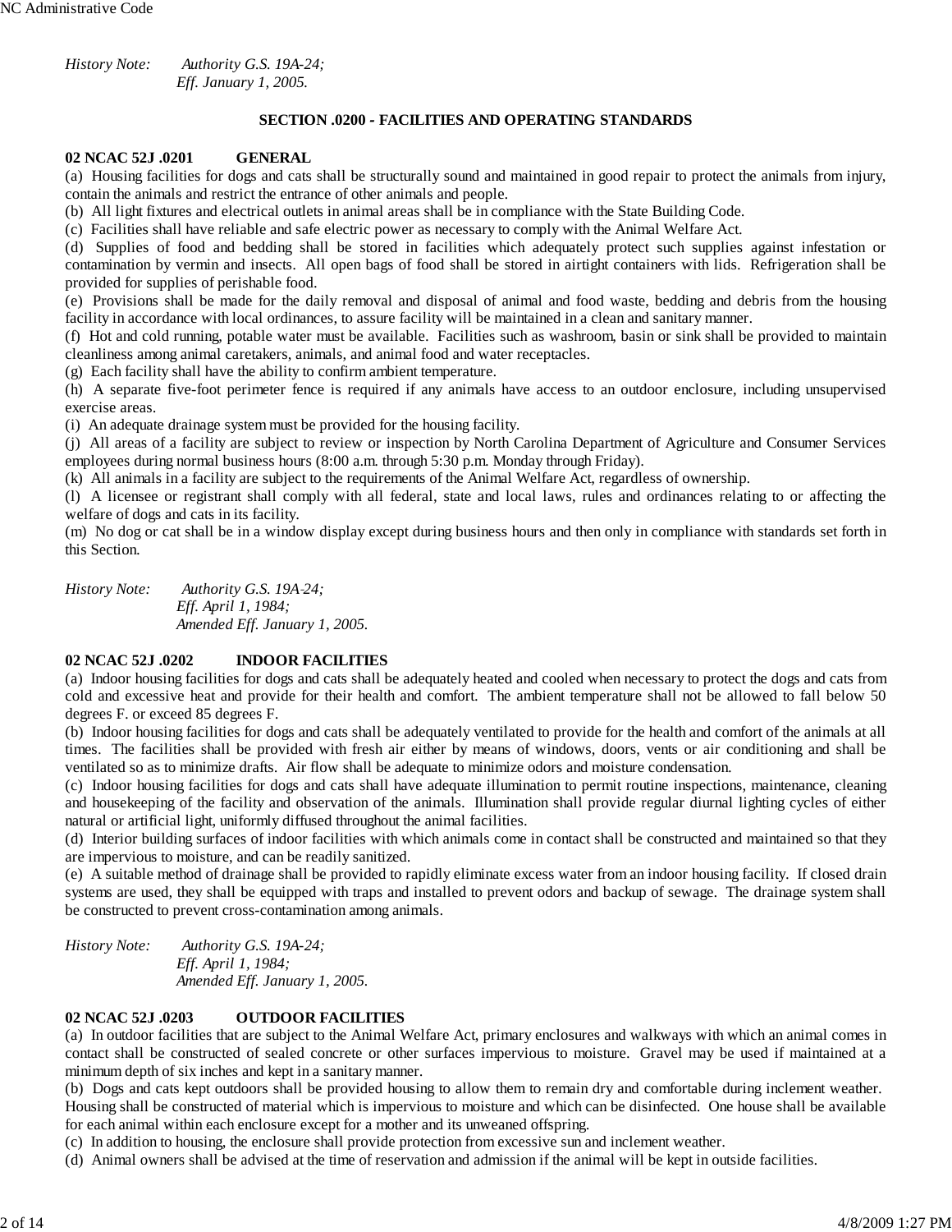*History Note: Authority G.S. 19A-24;*
*Eff. January 1, 2005.*

## SECTION .0200 - FACILITIES AND OPERATING STANDARDS

### 02 NCAC 52J .0201 GENERAL

(a) Housing facilities for dogs and cats shall be structurally sound and maintained in good repair to protect the animals from injury, contain the animals and restrict the entrance of other animals and people.

(b) All light fixtures and electrical outlets in animal areas shall be in compliance with the State Building Code.

(c) Facilities shall have reliable and safe electric power as necessary to comply with the Animal Welfare Act.

(d) Supplies of food and bedding shall be stored in facilities which adequately protect such supplies against infestation or contamination by vermin and insects. All open bags of food shall be stored in airtight containers with lids. Refrigeration shall be provided for supplies of perishable food.

(e) Provisions shall be made for the daily removal and disposal of animal and food waste, bedding and debris from the housing facility in accordance with local ordinances, to assure facility will be maintained in a clean and sanitary manner.

(f) Hot and cold running, potable water must be available. Facilities such as washroom, basin or sink shall be provided to maintain cleanliness among animal caretakers, animals, and animal food and water receptacles.

(g) Each facility shall have the ability to confirm ambient temperature.

(h) A separate five-foot perimeter fence is required if any animals have access to an outdoor enclosure, including unsupervised exercise areas.

(i) An adequate drainage system must be provided for the housing facility.

(j) All areas of a facility are subject to review or inspection by North Carolina Department of Agriculture and Consumer Services employees during normal business hours (8:00 a.m. through 5:30 p.m. Monday through Friday).

(k) All animals in a facility are subject to the requirements of the Animal Welfare Act, regardless of ownership.

(l) A licensee or registrant shall comply with all federal, state and local laws, rules and ordinances relating to or affecting the welfare of dogs and cats in its facility.

(m) No dog or cat shall be in a window display except during business hours and then only in compliance with standards set forth in this Section.

*History Note: Authority G.S. 19A-24;*
*Eff. April 1, 1984;*
*Amended Eff. January 1, 2005.*

### 02 NCAC 52J .0202 INDOOR FACILITIES

(a) Indoor housing facilities for dogs and cats shall be adequately heated and cooled when necessary to protect the dogs and cats from cold and excessive heat and provide for their health and comfort. The ambient temperature shall not be allowed to fall below 50 degrees F. or exceed 85 degrees F.

(b) Indoor housing facilities for dogs and cats shall be adequately ventilated to provide for the health and comfort of the animals at all times. The facilities shall be provided with fresh air either by means of windows, doors, vents or air conditioning and shall be ventilated so as to minimize drafts. Air flow shall be adequate to minimize odors and moisture condensation.

(c) Indoor housing facilities for dogs and cats shall have adequate illumination to permit routine inspections, maintenance, cleaning and housekeeping of the facility and observation of the animals. Illumination shall provide regular diurnal lighting cycles of either natural or artificial light, uniformly diffused throughout the animal facilities.

(d) Interior building surfaces of indoor facilities with which animals come in contact shall be constructed and maintained so that they are impervious to moisture, and can be readily sanitized.

(e) A suitable method of drainage shall be provided to rapidly eliminate excess water from an indoor housing facility. If closed drain systems are used, they shall be equipped with traps and installed to prevent odors and backup of sewage. The drainage system shall be constructed to prevent cross-contamination among animals.

*History Note: Authority G.S. 19A-24;*
*Eff. April 1, 1984;*
*Amended Eff. January 1, 2005.*

### 02 NCAC 52J .0203 OUTDOOR FACILITIES

(a) In outdoor facilities that are subject to the Animal Welfare Act, primary enclosures and walkways with which an animal comes in contact shall be constructed of sealed concrete or other surfaces impervious to moisture. Gravel may be used if maintained at a minimum depth of six inches and kept in a sanitary manner.

(b) Dogs and cats kept outdoors shall be provided housing to allow them to remain dry and comfortable during inclement weather. Housing shall be constructed of material which is impervious to moisture and which can be disinfected. One house shall be available for each animal within each enclosure except for a mother and its unweaned offspring.

(c) In addition to housing, the enclosure shall provide protection from excessive sun and inclement weather.

(d) Animal owners shall be advised at the time of reservation and admission if the animal will be kept in outside facilities.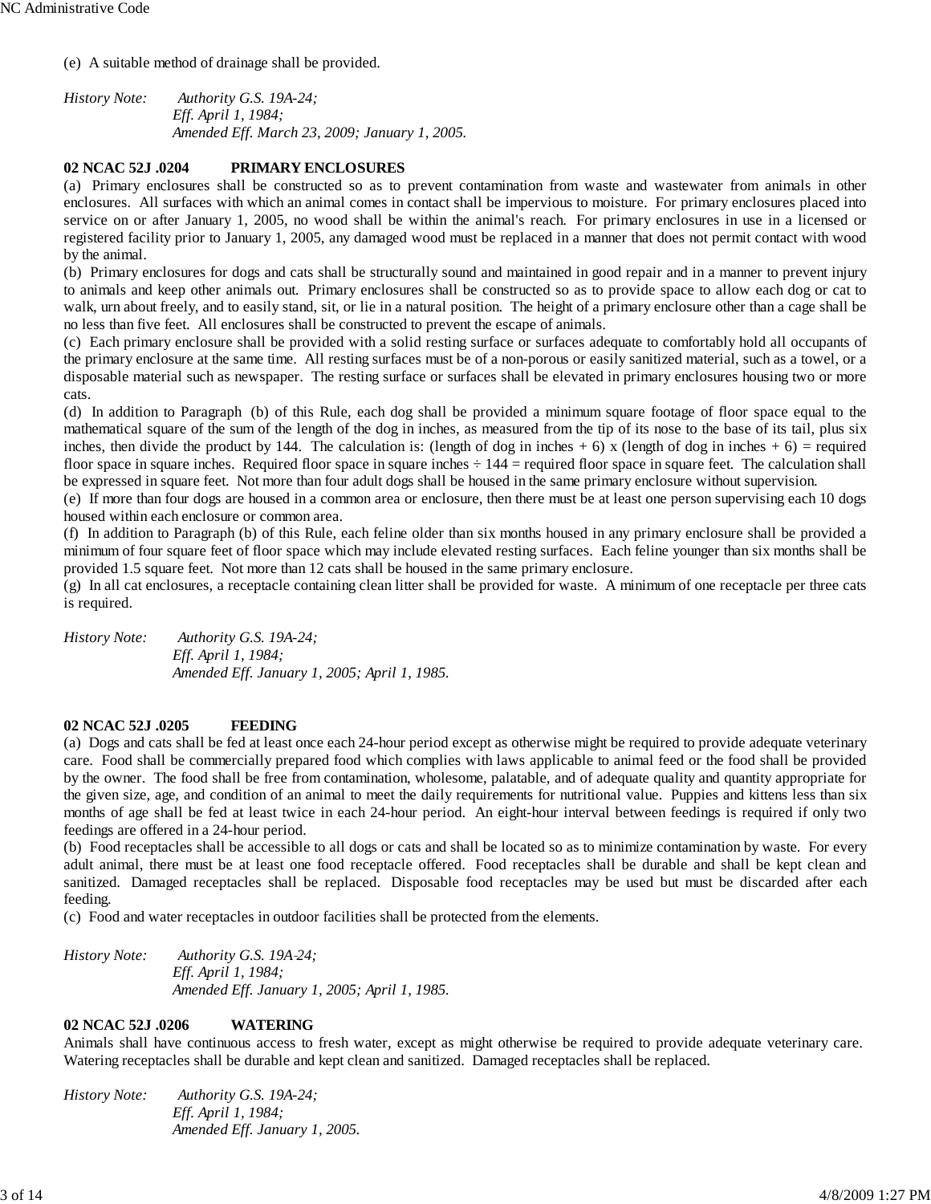(e) A suitable method of drainage shall be provided.

*History Note: Authority G.S. 19A-24;*
*Eff. April 1, 1984;*
*Amended Eff. March 23, 2009; January 1, 2005.*

**02 NCAC 52J .0204 PRIMARY ENCLOSURES**

(a) Primary enclosures shall be constructed so as to prevent contamination from waste and wastewater from animals in other enclosures. All surfaces with which an animal comes in contact shall be impervious to moisture. For primary enclosures placed into service on or after January 1, 2005, no wood shall be within the animal's reach. For primary enclosures in use in a licensed or registered facility prior to January 1, 2005, any damaged wood must be replaced in a manner that does not permit contact with wood by the animal.

(b) Primary enclosures for dogs and cats shall be structurally sound and maintained in good repair and in a manner to prevent injury to animals and keep other animals out. Primary enclosures shall be constructed so as to provide space to allow each dog or cat to walk, urn about freely, and to easily stand, sit, or lie in a natural position. The height of a primary enclosure other than a cage shall be no less than five feet. All enclosures shall be constructed to prevent the escape of animals.

(c) Each primary enclosure shall be provided with a solid resting surface or surfaces adequate to comfortably hold all occupants of the primary enclosure at the same time. All resting surfaces must be of a non-porous or easily sanitized material, such as a towel, or a disposable material such as newspaper. The resting surface or surfaces shall be elevated in primary enclosures housing two or more cats.

(d) In addition to Paragraph (b) of this Rule, each dog shall be provided a minimum square footage of floor space equal to the mathematical square of the sum of the length of the dog in inches, as measured from the tip of its nose to the base of its tail, plus six inches, then divide the product by 144. The calculation is: (length of dog in inches + 6) x (length of dog in inches + 6) = required floor space in square inches. Required floor space in square inches ÷ 144 = required floor space in square feet. The calculation shall be expressed in square feet. Not more than four adult dogs shall be housed in the same primary enclosure without supervision.

(e) If more than four dogs are housed in a common area or enclosure, then there must be at least one person supervising each 10 dogs housed within each enclosure or common area.

(f) In addition to Paragraph (b) of this Rule, each feline older than six months housed in any primary enclosure shall be provided a minimum of four square feet of floor space which may include elevated resting surfaces. Each feline younger than six months shall be provided 1.5 square feet. Not more than 12 cats shall be housed in the same primary enclosure.

(g) In all cat enclosures, a receptacle containing clean litter shall be provided for waste. A minimum of one receptacle per three cats is required.

*History Note: Authority G.S. 19A-24;*
*Eff. April 1, 1984;*
*Amended Eff. January 1, 2005; April 1, 1985.*

**02 NCAC 52J .0205 FEEDING**

(a) Dogs and cats shall be fed at least once each 24-hour period except as otherwise might be required to provide adequate veterinary care. Food shall be commercially prepared food which complies with laws applicable to animal feed or the food shall be provided by the owner. The food shall be free from contamination, wholesome, palatable, and of adequate quality and quantity appropriate for the given size, age, and condition of an animal to meet the daily requirements for nutritional value. Puppies and kittens less than six months of age shall be fed at least twice in each 24-hour period. An eight-hour interval between feedings is required if only two feedings are offered in a 24-hour period.

(b) Food receptacles shall be accessible to all dogs or cats and shall be located so as to minimize contamination by waste. For every adult animal, there must be at least one food receptacle offered. Food receptacles shall be durable and shall be kept clean and sanitized. Damaged receptacles shall be replaced. Disposable food receptacles may be used but must be discarded after each feeding.

(c) Food and water receptacles in outdoor facilities shall be protected from the elements.

*History Note: Authority G.S. 19A-24;*
*Eff. April 1, 1984;*
*Amended Eff. January 1, 2005; April 1, 1985.*

**02 NCAC 52J .0206 WATERING**

Animals shall have continuous access to fresh water, except as might otherwise be required to provide adequate veterinary care. Watering receptacles shall be durable and kept clean and sanitized. Damaged receptacles shall be replaced.

*History Note: Authority G.S. 19A-24;*
*Eff. April 1, 1984;*
*Amended Eff. January 1, 2005.*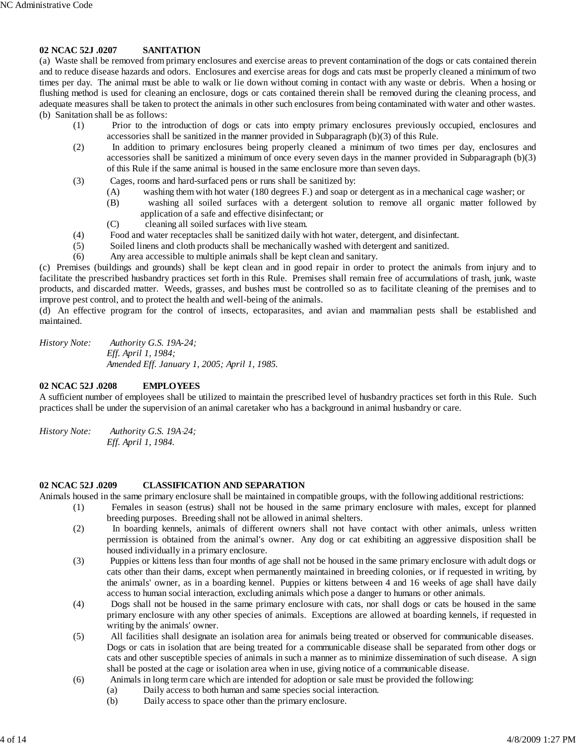**02 NCAC 52J .0207 SANITATION**

(a) Waste shall be removed from primary enclosures and exercise areas to prevent contamination of the dogs or cats contained therein and to reduce disease hazards and odors. Enclosures and exercise areas for dogs and cats must be properly cleaned a minimum of two times per day. The animal must be able to walk or lie down without coming in contact with any waste or debris. When a hosing or flushing method is used for cleaning an enclosure, dogs or cats contained therein shall be removed during the cleaning process, and adequate measures shall be taken to protect the animals in other such enclosures from being contaminated with water and other wastes.

(b) Sanitation shall be as follows:

- (1) Prior to the introduction of dogs or cats into empty primary enclosures previously occupied, enclosures and accessories shall be sanitized in the manner provided in Subparagraph (b)(3) of this Rule.
- (2) In addition to primary enclosures being properly cleaned a minimum of two times per day, enclosures and accessories shall be sanitized a minimum of once every seven days in the manner provided in Subparagraph (b)(3) of this Rule if the same animal is housed in the same enclosure more than seven days.
- (3) Cages, rooms and hard-surfaced pens or runs shall be sanitized by:
  - (A) washing them with hot water (180 degrees F.) and soap or detergent as in a mechanical cage washer; or
  - (B) washing all soiled surfaces with a detergent solution to remove all organic matter followed by application of a safe and effective disinfectant; or
  - (C) cleaning all soiled surfaces with live steam.
- (4) Food and water receptacles shall be sanitized daily with hot water, detergent, and disinfectant.
- (5) Soiled linens and cloth products shall be mechanically washed with detergent and sanitized.
- (6) Any area accessible to multiple animals shall be kept clean and sanitary.

(c) Premises (buildings and grounds) shall be kept clean and in good repair in order to protect the animals from injury and to facilitate the prescribed husbandry practices set forth in this Rule. Premises shall remain free of accumulations of trash, junk, waste products, and discarded matter. Weeds, grasses, and bushes must be controlled so as to facilitate cleaning of the premises and to improve pest control, and to protect the health and well-being of the animals.

(d) An effective program for the control of insects, ectoparasites, and avian and mammalian pests shall be established and maintained.

*History Note: Authority G.S. 19A-24;*
*Eff. April 1, 1984;*
*Amended Eff. January 1, 2005; April 1, 1985.*

**02 NCAC 52J .0208 EMPLOYEES**

A sufficient number of employees shall be utilized to maintain the prescribed level of husbandry practices set forth in this Rule. Such practices shall be under the supervision of an animal caretaker who has a background in animal husbandry or care.

*History Note: Authority G.S. 19A-24;*
*Eff. April 1, 1984.*

**02 NCAC 52J .0209 CLASSIFICATION AND SEPARATION**

Animals housed in the same primary enclosure shall be maintained in compatible groups, with the following additional restrictions:

- (1) Females in season (estrus) shall not be housed in the same primary enclosure with males, except for planned breeding purposes. Breeding shall not be allowed in animal shelters.
- (2) In boarding kennels, animals of different owners shall not have contact with other animals, unless written permission is obtained from the animal's owner. Any dog or cat exhibiting an aggressive disposition shall be housed individually in a primary enclosure.
- (3) Puppies or kittens less than four months of age shall not be housed in the same primary enclosure with adult dogs or cats other than their dams, except when permanently maintained in breeding colonies, or if requested in writing, by the animals' owner, as in a boarding kennel. Puppies or kittens between 4 and 16 weeks of age shall have daily access to human social interaction, excluding animals which pose a danger to humans or other animals.
- (4) Dogs shall not be housed in the same primary enclosure with cats, nor shall dogs or cats be housed in the same primary enclosure with any other species of animals. Exceptions are allowed at boarding kennels, if requested in writing by the animals' owner.
- (5) All facilities shall designate an isolation area for animals being treated or observed for communicable diseases. Dogs or cats in isolation that are being treated for a communicable disease shall be separated from other dogs or cats and other susceptible species of animals in such a manner as to minimize dissemination of such disease. A sign shall be posted at the cage or isolation area when in use, giving notice of a communicable disease.
- (6) Animals in long term care which are intended for adoption or sale must be provided the following:
  - (a) Daily access to both human and same species social interaction.
  - (b) Daily access to space other than the primary enclosure.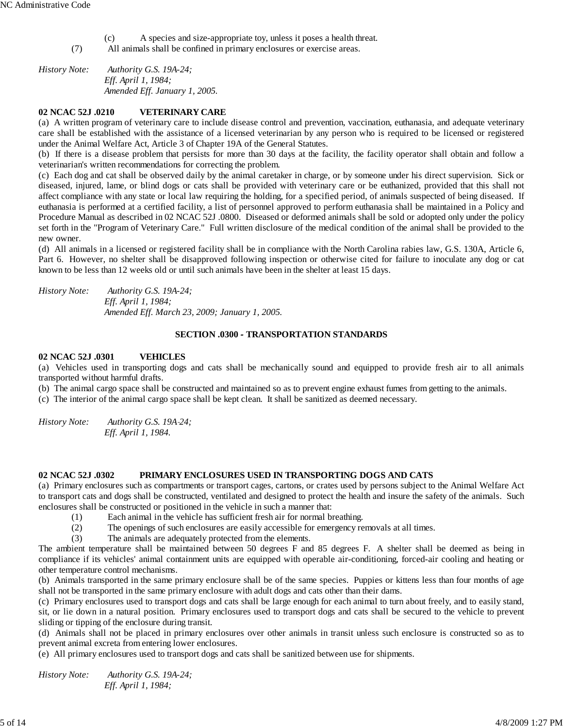(c) A species and size-appropriate toy, unless it poses a health threat.

(7) All animals shall be confined in primary enclosures or exercise areas.

*History Note: Authority G.S. 19A-24;*
*Eff. April 1, 1984;*
*Amended Eff. January 1, 2005.*

**02 NCAC 52J .0210 VETERINARY CARE**

(a) A written program of veterinary care to include disease control and prevention, vaccination, euthanasia, and adequate veterinary care shall be established with the assistance of a licensed veterinarian by any person who is required to be licensed or registered under the Animal Welfare Act, Article 3 of Chapter 19A of the General Statutes.

(b) If there is a disease problem that persists for more than 30 days at the facility, the facility operator shall obtain and follow a veterinarian's written recommendations for correcting the problem.

(c) Each dog and cat shall be observed daily by the animal caretaker in charge, or by someone under his direct supervision. Sick or diseased, injured, lame, or blind dogs or cats shall be provided with veterinary care or be euthanized, provided that this shall not affect compliance with any state or local law requiring the holding, for a specified period, of animals suspected of being diseased. If euthanasia is performed at a certified facility, a list of personnel approved to perform euthanasia shall be maintained in a Policy and Procedure Manual as described in 02 NCAC 52J .0800. Diseased or deformed animals shall be sold or adopted only under the policy set forth in the "Program of Veterinary Care." Full written disclosure of the medical condition of the animal shall be provided to the new owner.

(d) All animals in a licensed or registered facility shall be in compliance with the North Carolina rabies law, G.S. 130A, Article 6, Part 6. However, no shelter shall be disapproved following inspection or otherwise cited for failure to inoculate any dog or cat known to be less than 12 weeks old or until such animals have been in the shelter at least 15 days.

*History Note: Authority G.S. 19A-24;*
*Eff. April 1, 1984;*
*Amended Eff. March 23, 2009; January 1, 2005.*

## SECTION .0300 - TRANSPORTATION STANDARDS

**02 NCAC 52J .0301 VEHICLES**

(a) Vehicles used in transporting dogs and cats shall be mechanically sound and equipped to provide fresh air to all animals transported without harmful drafts.

(b) The animal cargo space shall be constructed and maintained so as to prevent engine exhaust fumes from getting to the animals.

(c) The interior of the animal cargo space shall be kept clean. It shall be sanitized as deemed necessary.

*History Note: Authority G.S. 19A-24;*
*Eff. April 1, 1984.*

**02 NCAC 52J .0302 PRIMARY ENCLOSURES USED IN TRANSPORTING DOGS AND CATS**

(a) Primary enclosures such as compartments or transport cages, cartons, or crates used by persons subject to the Animal Welfare Act to transport cats and dogs shall be constructed, ventilated and designed to protect the health and insure the safety of the animals. Such enclosures shall be constructed or positioned in the vehicle in such a manner that:

(1) Each animal in the vehicle has sufficient fresh air for normal breathing.

(2) The openings of such enclosures are easily accessible for emergency removals at all times.

(3) The animals are adequately protected from the elements.

The ambient temperature shall be maintained between 50 degrees F and 85 degrees F. A shelter shall be deemed as being in compliance if its vehicles' animal containment units are equipped with operable air-conditioning, forced-air cooling and heating or other temperature control mechanisms.

(b) Animals transported in the same primary enclosure shall be of the same species. Puppies or kittens less than four months of age shall not be transported in the same primary enclosure with adult dogs and cats other than their dams.

(c) Primary enclosures used to transport dogs and cats shall be large enough for each animal to turn about freely, and to easily stand, sit, or lie down in a natural position. Primary enclosures used to transport dogs and cats shall be secured to the vehicle to prevent sliding or tipping of the enclosure during transit.

(d) Animals shall not be placed in primary enclosures over other animals in transit unless such enclosure is constructed so as to prevent animal excreta from entering lower enclosures.

(e) All primary enclosures used to transport dogs and cats shall be sanitized between use for shipments.

*History Note: Authority G.S. 19A-24;*
*Eff. April 1, 1984;*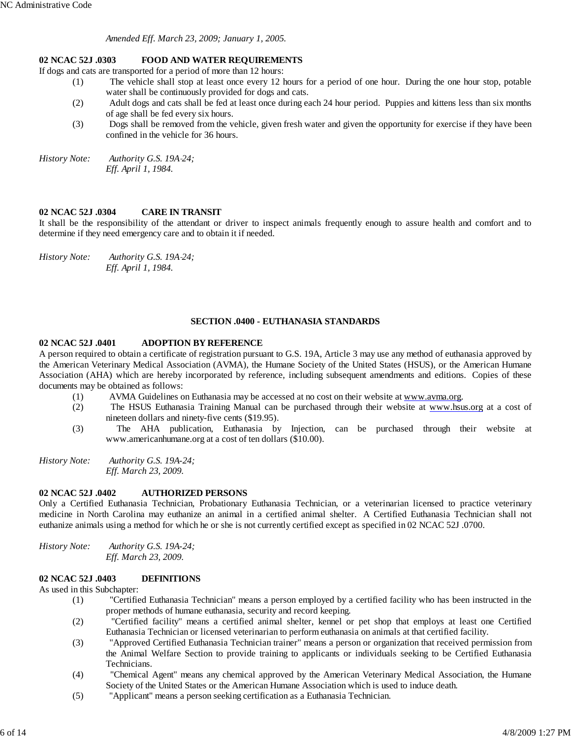*Amended Eff. March 23, 2009; January 1, 2005.*

**02 NCAC 52J .0303 FOOD AND WATER REQUIREMENTS**

If dogs and cats are transported for a period of more than 12 hours:

(1) The vehicle shall stop at least once every 12 hours for a period of one hour. During the one hour stop, potable water shall be continuously provided for dogs and cats.

(2) Adult dogs and cats shall be fed at least once during each 24 hour period. Puppies and kittens less than six months of age shall be fed every six hours.

(3) Dogs shall be removed from the vehicle, given fresh water and given the opportunity for exercise if they have been confined in the vehicle for 36 hours.

*History Note: Authority G.S. 19A-24;*
*Eff. April 1, 1984.*

**02 NCAC 52J .0304 CARE IN TRANSIT**

It shall be the responsibility of the attendant or driver to inspect animals frequently enough to assure health and comfort and to determine if they need emergency care and to obtain it if needed.

*History Note: Authority G.S. 19A-24;*
*Eff. April 1, 1984.*

## SECTION .0400 - EUTHANASIA STANDARDS

**02 NCAC 52J .0401 ADOPTION BY REFERENCE**

A person required to obtain a certificate of registration pursuant to G.S. 19A, Article 3 may use any method of euthanasia approved by the American Veterinary Medical Association (AVMA), the Humane Society of the United States (HSUS), or the American Humane Association (AHA) which are hereby incorporated by reference, including subsequent amendments and editions. Copies of these documents may be obtained as follows:

(1) AVMA Guidelines on Euthanasia may be accessed at no cost on their website at www.avma.org.

(2) The HSUS Euthanasia Training Manual can be purchased through their website at www.hsus.org at a cost of nineteen dollars and ninety-five cents ($19.95).

(3) The AHA publication, Euthanasia by Injection, can be purchased through their website at www.americanhumane.org at a cost of ten dollars ($10.00).

*History Note: Authority G.S. 19A-24;*
*Eff. March 23, 2009.*

**02 NCAC 52J .0402 AUTHORIZED PERSONS**

Only a Certified Euthanasia Technician, Probationary Euthanasia Technician, or a veterinarian licensed to practice veterinary medicine in North Carolina may euthanize an animal in a certified animal shelter. A Certified Euthanasia Technician shall not euthanize animals using a method for which he or she is not currently certified except as specified in 02 NCAC 52J .0700.

*History Note: Authority G.S. 19A-24;*
*Eff. March 23, 2009.*

**02 NCAC 52J .0403 DEFINITIONS**

As used in this Subchapter:

(1) "Certified Euthanasia Technician" means a person employed by a certified facility who has been instructed in the proper methods of humane euthanasia, security and record keeping.

(2) "Certified facility" means a certified animal shelter, kennel or pet shop that employs at least one Certified Euthanasia Technician or licensed veterinarian to perform euthanasia on animals at that certified facility.

(3) "Approved Certified Euthanasia Technician trainer" means a person or organization that received permission from the Animal Welfare Section to provide training to applicants or individuals seeking to be Certified Euthanasia Technicians.

(4) "Chemical Agent" means any chemical approved by the American Veterinary Medical Association, the Humane Society of the United States or the American Humane Association which is used to induce death.

(5) "Applicant" means a person seeking certification as a Euthanasia Technician.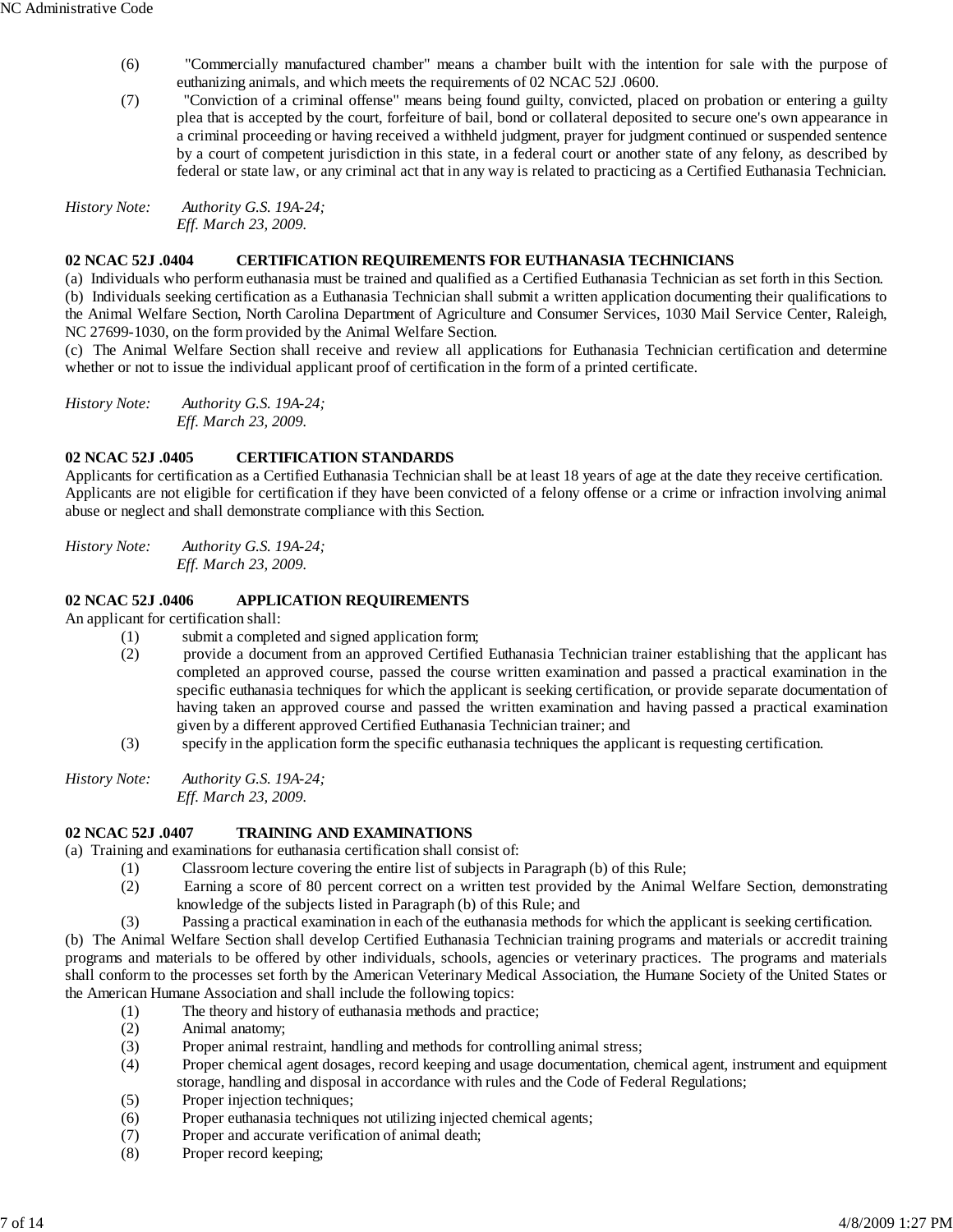(6) "Commercially manufactured chamber" means a chamber built with the intention for sale with the purpose of euthanizing animals, and which meets the requirements of 02 NCAC 52J .0600.

(7) "Conviction of a criminal offense" means being found guilty, convicted, placed on probation or entering a guilty plea that is accepted by the court, forfeiture of bail, bond or collateral deposited to secure one's own appearance in a criminal proceeding or having received a withheld judgment, prayer for judgment continued or suspended sentence by a court of competent jurisdiction in this state, in a federal court or another state of any felony, as described by federal or state law, or any criminal act that in any way is related to practicing as a Certified Euthanasia Technician.

*History Note: Authority G.S. 19A-24;*
*Eff. March 23, 2009.*

### 02 NCAC 52J .0404 CERTIFICATION REQUIREMENTS FOR EUTHANASIA TECHNICIANS

(a) Individuals who perform euthanasia must be trained and qualified as a Certified Euthanasia Technician as set forth in this Section.

(b) Individuals seeking certification as a Euthanasia Technician shall submit a written application documenting their qualifications to the Animal Welfare Section, North Carolina Department of Agriculture and Consumer Services, 1030 Mail Service Center, Raleigh, NC 27699-1030, on the form provided by the Animal Welfare Section.

(c) The Animal Welfare Section shall receive and review all applications for Euthanasia Technician certification and determine whether or not to issue the individual applicant proof of certification in the form of a printed certificate.

*History Note: Authority G.S. 19A-24;*
*Eff. March 23, 2009.*

### 02 NCAC 52J .0405 CERTIFICATION STANDARDS

Applicants for certification as a Certified Euthanasia Technician shall be at least 18 years of age at the date they receive certification. Applicants are not eligible for certification if they have been convicted of a felony offense or a crime or infraction involving animal abuse or neglect and shall demonstrate compliance with this Section.

*History Note: Authority G.S. 19A-24;*
*Eff. March 23, 2009.*

### 02 NCAC 52J .0406 APPLICATION REQUIREMENTS

An applicant for certification shall:

(1) submit a completed and signed application form;

(2) provide a document from an approved Certified Euthanasia Technician trainer establishing that the applicant has completed an approved course, passed the course written examination and passed a practical examination in the specific euthanasia techniques for which the applicant is seeking certification, or provide separate documentation of having taken an approved course and passed the written examination and having passed a practical examination given by a different approved Certified Euthanasia Technician trainer; and

(3) specify in the application form the specific euthanasia techniques the applicant is requesting certification.

*History Note: Authority G.S. 19A-24;*
*Eff. March 23, 2009.*

### 02 NCAC 52J .0407 TRAINING AND EXAMINATIONS

(a) Training and examinations for euthanasia certification shall consist of:

(1) Classroom lecture covering the entire list of subjects in Paragraph (b) of this Rule;

(2) Earning a score of 80 percent correct on a written test provided by the Animal Welfare Section, demonstrating knowledge of the subjects listed in Paragraph (b) of this Rule; and

(3) Passing a practical examination in each of the euthanasia methods for which the applicant is seeking certification.

(b) The Animal Welfare Section shall develop Certified Euthanasia Technician training programs and materials or accredit training programs and materials to be offered by other individuals, schools, agencies or veterinary practices. The programs and materials shall conform to the processes set forth by the American Veterinary Medical Association, the Humane Society of the United States or the American Humane Association and shall include the following topics:

(1) The theory and history of euthanasia methods and practice;

(2) Animal anatomy;

(3) Proper animal restraint, handling and methods for controlling animal stress;

(4) Proper chemical agent dosages, record keeping and usage documentation, chemical agent, instrument and equipment storage, handling and disposal in accordance with rules and the Code of Federal Regulations;

(5) Proper injection techniques;

(6) Proper euthanasia techniques not utilizing injected chemical agents;

(7) Proper and accurate verification of animal death;

(8) Proper record keeping;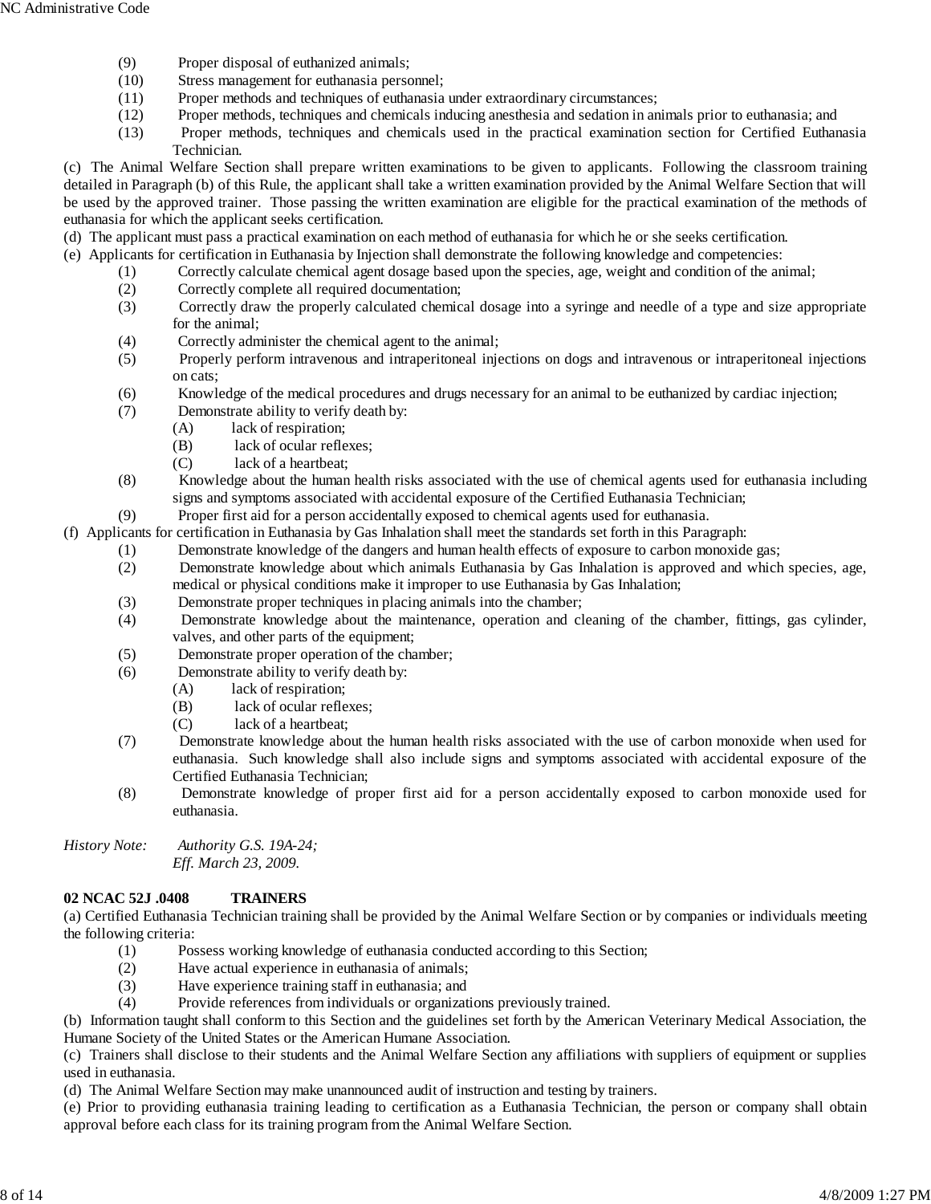(9) Proper disposal of euthanized animals;

(10) Stress management for euthanasia personnel;

(11) Proper methods and techniques of euthanasia under extraordinary circumstances;

(12) Proper methods, techniques and chemicals inducing anesthesia and sedation in animals prior to euthanasia; and

(13) Proper methods, techniques and chemicals used in the practical examination section for Certified Euthanasia Technician.

(c) The Animal Welfare Section shall prepare written examinations to be given to applicants. Following the classroom training detailed in Paragraph (b) of this Rule, the applicant shall take a written examination provided by the Animal Welfare Section that will be used by the approved trainer. Those passing the written examination are eligible for the practical examination of the methods of euthanasia for which the applicant seeks certification.

(d) The applicant must pass a practical examination on each method of euthanasia for which he or she seeks certification.

(e) Applicants for certification in Euthanasia by Injection shall demonstrate the following knowledge and competencies:

(1) Correctly calculate chemical agent dosage based upon the species, age, weight and condition of the animal;

(2) Correctly complete all required documentation;

(3) Correctly draw the properly calculated chemical dosage into a syringe and needle of a type and size appropriate for the animal;

(4) Correctly administer the chemical agent to the animal;

(5) Properly perform intravenous and intraperitoneal injections on dogs and intravenous or intraperitoneal injections on cats;

(6) Knowledge of the medical procedures and drugs necessary for an animal to be euthanized by cardiac injection;

(7) Demonstrate ability to verify death by:

(A) lack of respiration;

(B) lack of ocular reflexes;

(C) lack of a heartbeat;

(8) Knowledge about the human health risks associated with the use of chemical agents used for euthanasia including signs and symptoms associated with accidental exposure of the Certified Euthanasia Technician;

(9) Proper first aid for a person accidentally exposed to chemical agents used for euthanasia.

(f) Applicants for certification in Euthanasia by Gas Inhalation shall meet the standards set forth in this Paragraph:

(1) Demonstrate knowledge of the dangers and human health effects of exposure to carbon monoxide gas;

(2) Demonstrate knowledge about which animals Euthanasia by Gas Inhalation is approved and which species, age, medical or physical conditions make it improper to use Euthanasia by Gas Inhalation;

(3) Demonstrate proper techniques in placing animals into the chamber;

(4) Demonstrate knowledge about the maintenance, operation and cleaning of the chamber, fittings, gas cylinder, valves, and other parts of the equipment;

(5) Demonstrate proper operation of the chamber;

(6) Demonstrate ability to verify death by:

(A) lack of respiration;

(B) lack of ocular reflexes;

(C) lack of a heartbeat;

(7) Demonstrate knowledge about the human health risks associated with the use of carbon monoxide when used for euthanasia. Such knowledge shall also include signs and symptoms associated with accidental exposure of the Certified Euthanasia Technician;

(8) Demonstrate knowledge of proper first aid for a person accidentally exposed to carbon monoxide used for euthanasia.

*History Note: Authority G.S. 19A-24;*
*Eff. March 23, 2009.*

**02 NCAC 52J .0408 TRAINERS**

(a) Certified Euthanasia Technician training shall be provided by the Animal Welfare Section or by companies or individuals meeting the following criteria:

(1) Possess working knowledge of euthanasia conducted according to this Section;

(2) Have actual experience in euthanasia of animals;

(3) Have experience training staff in euthanasia; and

(4) Provide references from individuals or organizations previously trained.

(b) Information taught shall conform to this Section and the guidelines set forth by the American Veterinary Medical Association, the Humane Society of the United States or the American Humane Association.

(c) Trainers shall disclose to their students and the Animal Welfare Section any affiliations with suppliers of equipment or supplies used in euthanasia.

(d) The Animal Welfare Section may make unannounced audit of instruction and testing by trainers.

(e) Prior to providing euthanasia training leading to certification as a Euthanasia Technician, the person or company shall obtain approval before each class for its training program from the Animal Welfare Section.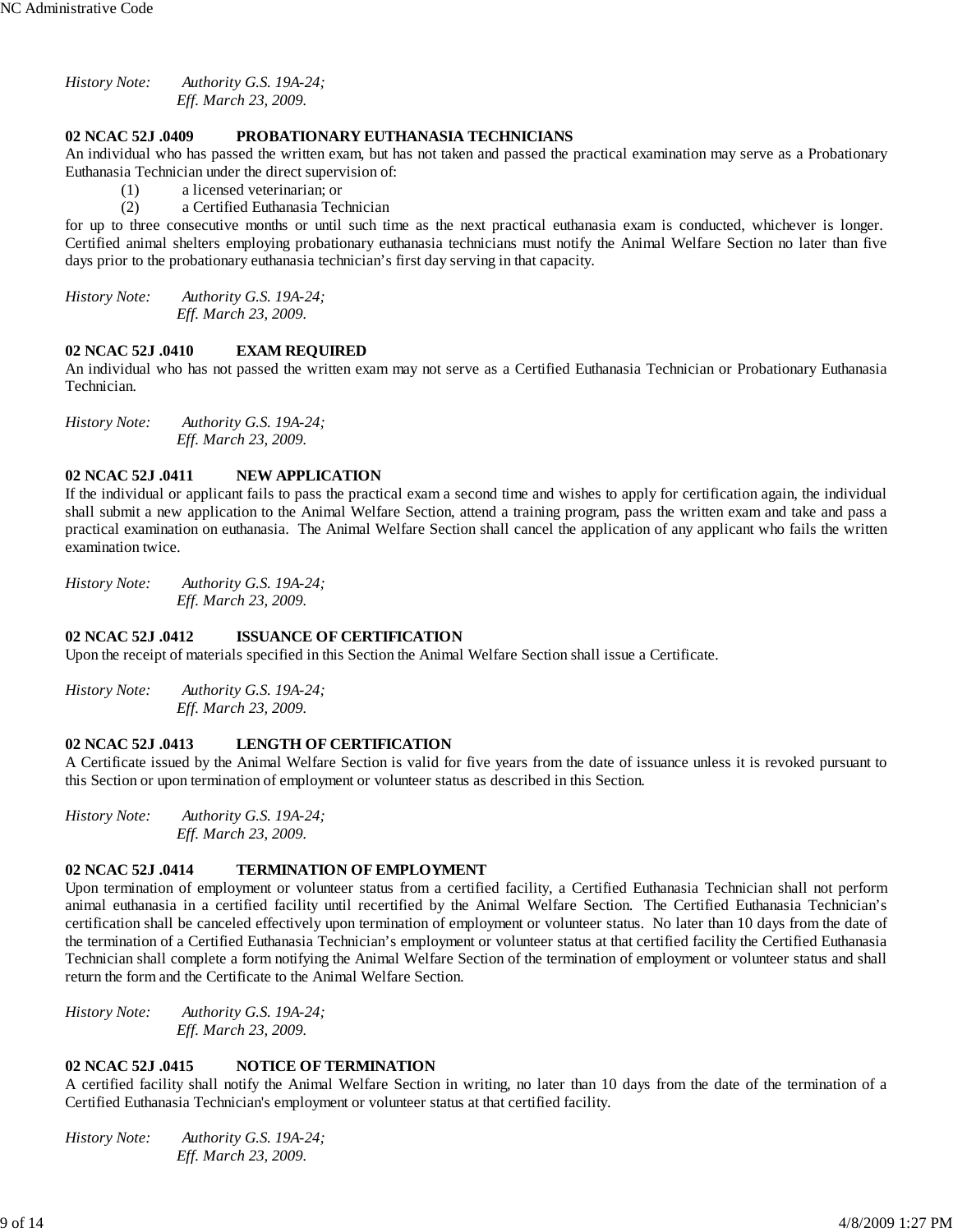*History Note: Authority G.S. 19A-24;*
*Eff. March 23, 2009.*

**02 NCAC 52J .0409 PROBATIONARY EUTHANASIA TECHNICIANS**

An individual who has passed the written exam, but has not taken and passed the practical examination may serve as a Probationary Euthanasia Technician under the direct supervision of:

(1) a licensed veterinarian; or

(2) a Certified Euthanasia Technician

for up to three consecutive months or until such time as the next practical euthanasia exam is conducted, whichever is longer. Certified animal shelters employing probationary euthanasia technicians must notify the Animal Welfare Section no later than five days prior to the probationary euthanasia technician's first day serving in that capacity.

*History Note: Authority G.S. 19A-24;*
*Eff. March 23, 2009.*

**02 NCAC 52J .0410 EXAM REQUIRED**

An individual who has not passed the written exam may not serve as a Certified Euthanasia Technician or Probationary Euthanasia Technician.

*History Note: Authority G.S. 19A-24;*
*Eff. March 23, 2009.*

**02 NCAC 52J .0411 NEW APPLICATION**

If the individual or applicant fails to pass the practical exam a second time and wishes to apply for certification again, the individual shall submit a new application to the Animal Welfare Section, attend a training program, pass the written exam and take and pass a practical examination on euthanasia. The Animal Welfare Section shall cancel the application of any applicant who fails the written examination twice.

*History Note: Authority G.S. 19A-24;*
*Eff. March 23, 2009.*

**02 NCAC 52J .0412 ISSUANCE OF CERTIFICATION**

Upon the receipt of materials specified in this Section the Animal Welfare Section shall issue a Certificate.

*History Note: Authority G.S. 19A-24;*
*Eff. March 23, 2009.*

**02 NCAC 52J .0413 LENGTH OF CERTIFICATION**

A Certificate issued by the Animal Welfare Section is valid for five years from the date of issuance unless it is revoked pursuant to this Section or upon termination of employment or volunteer status as described in this Section.

*History Note: Authority G.S. 19A-24;*
*Eff. March 23, 2009.*

**02 NCAC 52J .0414 TERMINATION OF EMPLOYMENT**

Upon termination of employment or volunteer status from a certified facility, a Certified Euthanasia Technician shall not perform animal euthanasia in a certified facility until recertified by the Animal Welfare Section. The Certified Euthanasia Technician's certification shall be canceled effectively upon termination of employment or volunteer status. No later than 10 days from the date of the termination of a Certified Euthanasia Technician's employment or volunteer status at that certified facility the Certified Euthanasia Technician shall complete a form notifying the Animal Welfare Section of the termination of employment or volunteer status and shall return the form and the Certificate to the Animal Welfare Section.

*History Note: Authority G.S. 19A-24;*
*Eff. March 23, 2009.*

**02 NCAC 52J .0415 NOTICE OF TERMINATION**

A certified facility shall notify the Animal Welfare Section in writing, no later than 10 days from the date of the termination of a Certified Euthanasia Technician's employment or volunteer status at that certified facility.

*History Note: Authority G.S. 19A-24;*
*Eff. March 23, 2009.*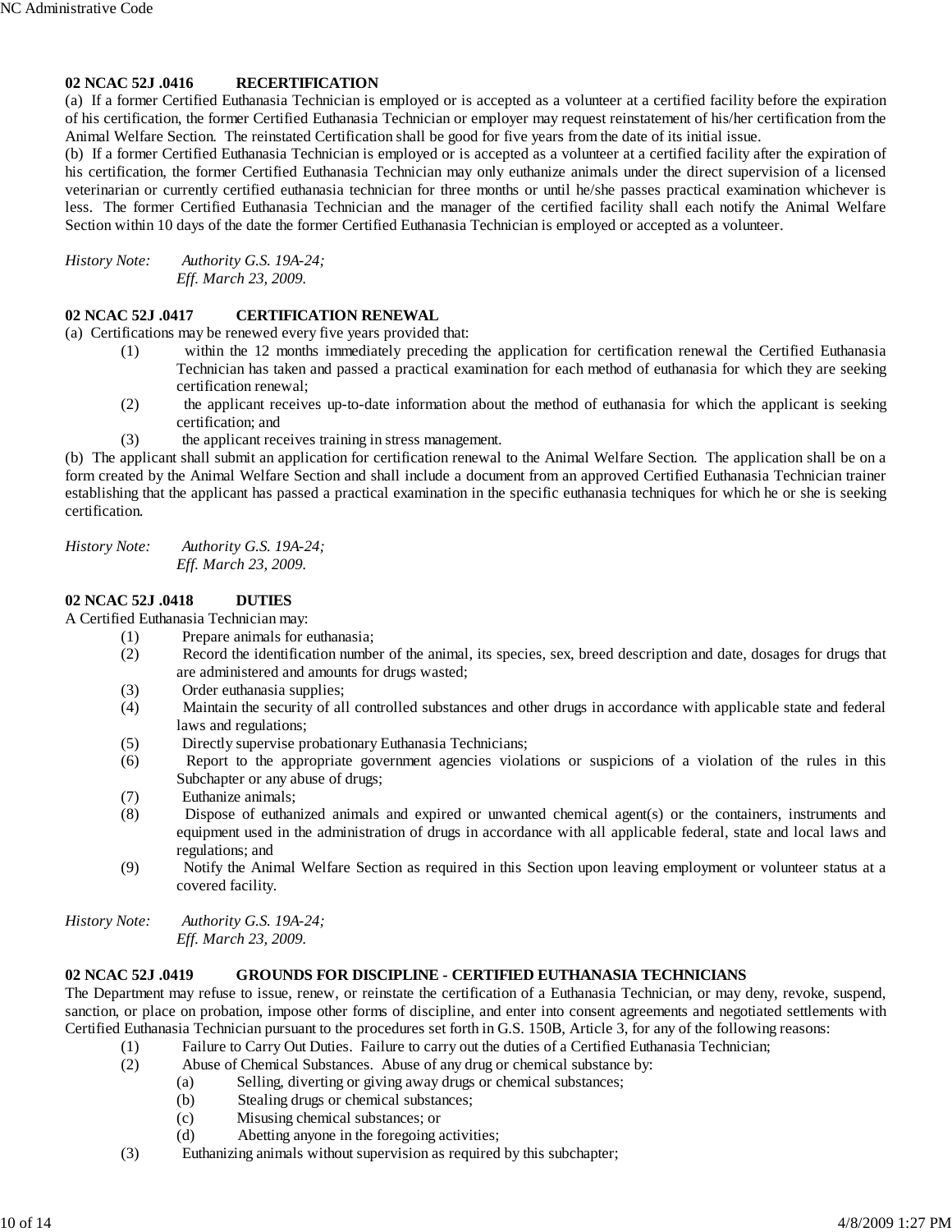**02 NCAC 52J .0416 RECERTIFICATION**

(a) If a former Certified Euthanasia Technician is employed or is accepted as a volunteer at a certified facility before the expiration of his certification, the former Certified Euthanasia Technician or employer may request reinstatement of his/her certification from the Animal Welfare Section. The reinstated Certification shall be good for five years from the date of its initial issue.

(b) If a former Certified Euthanasia Technician is employed or is accepted as a volunteer at a certified facility after the expiration of his certification, the former Certified Euthanasia Technician may only euthanize animals under the direct supervision of a licensed veterinarian or currently certified euthanasia technician for three months or until he/she passes practical examination whichever is less. The former Certified Euthanasia Technician and the manager of the certified facility shall each notify the Animal Welfare Section within 10 days of the date the former Certified Euthanasia Technician is employed or accepted as a volunteer.

*History Note: Authority G.S. 19A-24;*
*Eff. March 23, 2009.*

**02 NCAC 52J .0417 CERTIFICATION RENEWAL**

(a) Certifications may be renewed every five years provided that:

(1) within the 12 months immediately preceding the application for certification renewal the Certified Euthanasia Technician has taken and passed a practical examination for each method of euthanasia for which they are seeking certification renewal;

(2) the applicant receives up-to-date information about the method of euthanasia for which the applicant is seeking certification; and

(3) the applicant receives training in stress management.

(b) The applicant shall submit an application for certification renewal to the Animal Welfare Section. The application shall be on a form created by the Animal Welfare Section and shall include a document from an approved Certified Euthanasia Technician trainer establishing that the applicant has passed a practical examination in the specific euthanasia techniques for which he or she is seeking certification.

*History Note: Authority G.S. 19A-24;*
*Eff. March 23, 2009.*

**02 NCAC 52J .0418 DUTIES**

A Certified Euthanasia Technician may:

(1) Prepare animals for euthanasia;

(2) Record the identification number of the animal, its species, sex, breed description and date, dosages for drugs that are administered and amounts for drugs wasted;

(3) Order euthanasia supplies;

(4) Maintain the security of all controlled substances and other drugs in accordance with applicable state and federal laws and regulations;

(5) Directly supervise probationary Euthanasia Technicians;

(6) Report to the appropriate government agencies violations or suspicions of a violation of the rules in this Subchapter or any abuse of drugs;

(7) Euthanize animals;

(8) Dispose of euthanized animals and expired or unwanted chemical agent(s) or the containers, instruments and equipment used in the administration of drugs in accordance with all applicable federal, state and local laws and regulations; and

(9) Notify the Animal Welfare Section as required in this Section upon leaving employment or volunteer status at a covered facility.

*History Note: Authority G.S. 19A-24;*
*Eff. March 23, 2009.*

**02 NCAC 52J .0419 GROUNDS FOR DISCIPLINE - CERTIFIED EUTHANASIA TECHNICIANS**

The Department may refuse to issue, renew, or reinstate the certification of a Euthanasia Technician, or may deny, revoke, suspend, sanction, or place on probation, impose other forms of discipline, and enter into consent agreements and negotiated settlements with Certified Euthanasia Technician pursuant to the procedures set forth in G.S. 150B, Article 3, for any of the following reasons:

(1) Failure to Carry Out Duties. Failure to carry out the duties of a Certified Euthanasia Technician;

(2) Abuse of Chemical Substances. Abuse of any drug or chemical substance by:

(a) Selling, diverting or giving away drugs or chemical substances;

(b) Stealing drugs or chemical substances;

(c) Misusing chemical substances; or

(d) Abetting anyone in the foregoing activities;

(3) Euthanizing animals without supervision as required by this subchapter;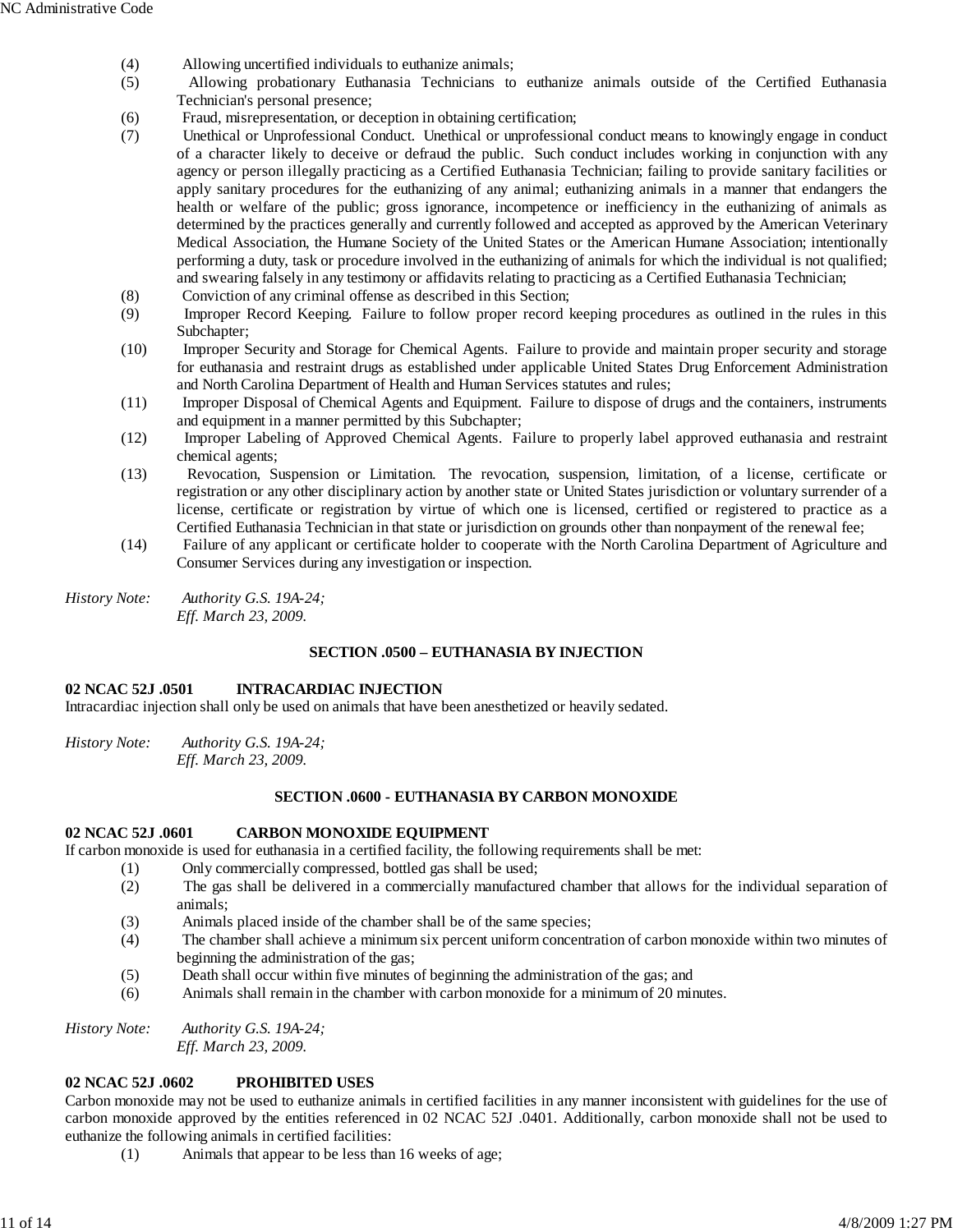(4) Allowing uncertified individuals to euthanize animals;

(5) Allowing probationary Euthanasia Technicians to euthanize animals outside of the Certified Euthanasia Technician's personal presence;

(6) Fraud, misrepresentation, or deception in obtaining certification;

(7) Unethical or Unprofessional Conduct. Unethical or unprofessional conduct means to knowingly engage in conduct of a character likely to deceive or defraud the public. Such conduct includes working in conjunction with any agency or person illegally practicing as a Certified Euthanasia Technician; failing to provide sanitary facilities or apply sanitary procedures for the euthanizing of any animal; euthanizing animals in a manner that endangers the health or welfare of the public; gross ignorance, incompetence or inefficiency in the euthanizing of animals as determined by the practices generally and currently followed and accepted as approved by the American Veterinary Medical Association, the Humane Society of the United States or the American Humane Association; intentionally performing a duty, task or procedure involved in the euthanizing of animals for which the individual is not qualified; and swearing falsely in any testimony or affidavits relating to practicing as a Certified Euthanasia Technician;

(8) Conviction of any criminal offense as described in this Section;

(9) Improper Record Keeping. Failure to follow proper record keeping procedures as outlined in the rules in this Subchapter;

(10) Improper Security and Storage for Chemical Agents. Failure to provide and maintain proper security and storage for euthanasia and restraint drugs as established under applicable United States Drug Enforcement Administration and North Carolina Department of Health and Human Services statutes and rules;

(11) Improper Disposal of Chemical Agents and Equipment. Failure to dispose of drugs and the containers, instruments and equipment in a manner permitted by this Subchapter;

(12) Improper Labeling of Approved Chemical Agents. Failure to properly label approved euthanasia and restraint chemical agents;

(13) Revocation, Suspension or Limitation. The revocation, suspension, limitation, of a license, certificate or registration or any other disciplinary action by another state or United States jurisdiction or voluntary surrender of a license, certificate or registration by virtue of which one is licensed, certified or registered to practice as a Certified Euthanasia Technician in that state or jurisdiction on grounds other than nonpayment of the renewal fee;

(14) Failure of any applicant or certificate holder to cooperate with the North Carolina Department of Agriculture and Consumer Services during any investigation or inspection.

*History Note: Authority G.S. 19A-24;*
*Eff. March 23, 2009.*

## SECTION .0500 – EUTHANASIA BY INJECTION

**02 NCAC 52J .0501 INTRACARDIAC INJECTION**

Intracardiac injection shall only be used on animals that have been anesthetized or heavily sedated.

*History Note: Authority G.S. 19A-24;*
*Eff. March 23, 2009.*

## SECTION .0600 - EUTHANASIA BY CARBON MONOXIDE

**02 NCAC 52J .0601 CARBON MONOXIDE EQUIPMENT**

If carbon monoxide is used for euthanasia in a certified facility, the following requirements shall be met:

(1) Only commercially compressed, bottled gas shall be used;

(2) The gas shall be delivered in a commercially manufactured chamber that allows for the individual separation of animals;

(3) Animals placed inside of the chamber shall be of the same species;

(4) The chamber shall achieve a minimum six percent uniform concentration of carbon monoxide within two minutes of beginning the administration of the gas;

(5) Death shall occur within five minutes of beginning the administration of the gas; and

(6) Animals shall remain in the chamber with carbon monoxide for a minimum of 20 minutes.

*History Note: Authority G.S. 19A-24;*
*Eff. March 23, 2009.*

**02 NCAC 52J .0602 PROHIBITED USES**

Carbon monoxide may not be used to euthanize animals in certified facilities in any manner inconsistent with guidelines for the use of carbon monoxide approved by the entities referenced in 02 NCAC 52J .0401. Additionally, carbon monoxide shall not be used to euthanize the following animals in certified facilities:

(1) Animals that appear to be less than 16 weeks of age;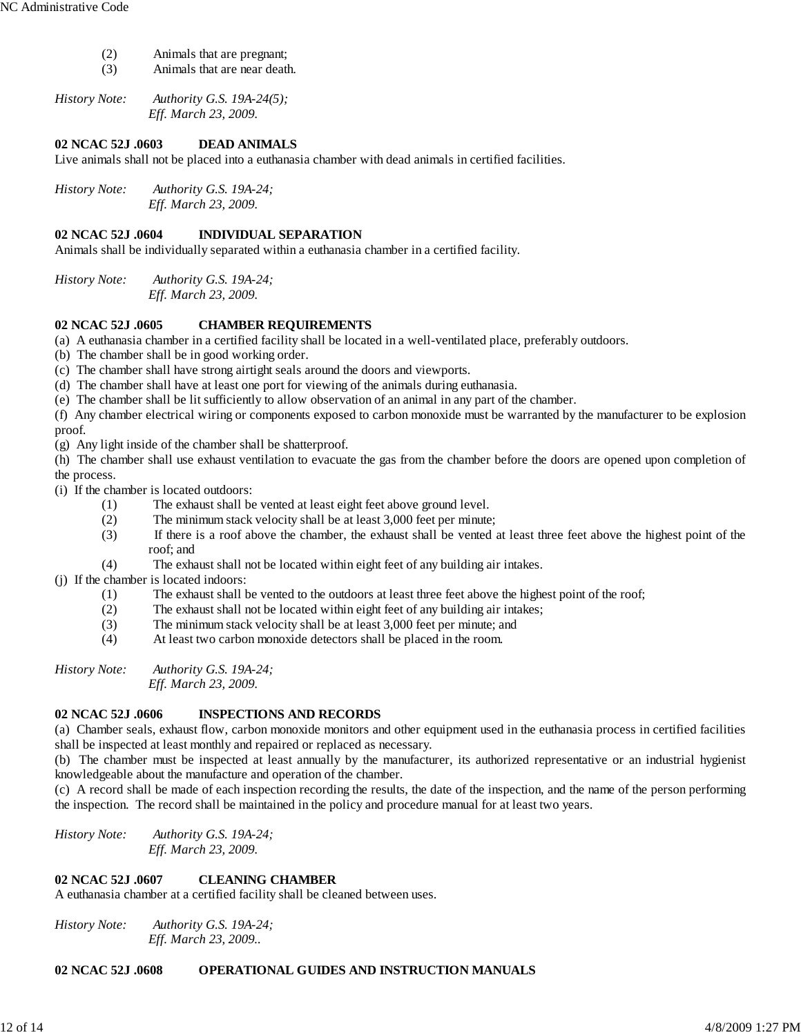(2) Animals that are pregnant;
(3) Animals that are near death.

*History Note: Authority G.S. 19A-24(5);*
*Eff. March 23, 2009.*

**02 NCAC 52J .0603 DEAD ANIMALS**

Live animals shall not be placed into a euthanasia chamber with dead animals in certified facilities.

*History Note: Authority G.S. 19A-24;*
*Eff. March 23, 2009.*

**02 NCAC 52J .0604 INDIVIDUAL SEPARATION**

Animals shall be individually separated within a euthanasia chamber in a certified facility.

*History Note: Authority G.S. 19A-24;*
*Eff. March 23, 2009.*

**02 NCAC 52J .0605 CHAMBER REQUIREMENTS**

(a) A euthanasia chamber in a certified facility shall be located in a well-ventilated place, preferably outdoors.
(b) The chamber shall be in good working order.
(c) The chamber shall have strong airtight seals around the doors and viewports.
(d) The chamber shall have at least one port for viewing of the animals during euthanasia.
(e) The chamber shall be lit sufficiently to allow observation of an animal in any part of the chamber.
(f) Any chamber electrical wiring or components exposed to carbon monoxide must be warranted by the manufacturer to be explosion proof.
(g) Any light inside of the chamber shall be shatterproof.
(h) The chamber shall use exhaust ventilation to evacuate the gas from the chamber before the doors are opened upon completion of the process.
(i) If the chamber is located outdoors:
(1) The exhaust shall be vented at least eight feet above ground level.
(2) The minimum stack velocity shall be at least 3,000 feet per minute;
(3) If there is a roof above the chamber, the exhaust shall be vented at least three feet above the highest point of the roof; and
(4) The exhaust shall not be located within eight feet of any building air intakes.
(j) If the chamber is located indoors:
(1) The exhaust shall be vented to the outdoors at least three feet above the highest point of the roof;
(2) The exhaust shall not be located within eight feet of any building air intakes;
(3) The minimum stack velocity shall be at least 3,000 feet per minute; and
(4) At least two carbon monoxide detectors shall be placed in the room.

*History Note: Authority G.S. 19A-24;*
*Eff. March 23, 2009.*

**02 NCAC 52J .0606 INSPECTIONS AND RECORDS**

(a) Chamber seals, exhaust flow, carbon monoxide monitors and other equipment used in the euthanasia process in certified facilities shall be inspected at least monthly and repaired or replaced as necessary.
(b) The chamber must be inspected at least annually by the manufacturer, its authorized representative or an industrial hygienist knowledgeable about the manufacture and operation of the chamber.
(c) A record shall be made of each inspection recording the results, the date of the inspection, and the name of the person performing the inspection. The record shall be maintained in the policy and procedure manual for at least two years.

*History Note: Authority G.S. 19A-24;*
*Eff. March 23, 2009.*

**02 NCAC 52J .0607 CLEANING CHAMBER**

A euthanasia chamber at a certified facility shall be cleaned between uses.

*History Note: Authority G.S. 19A-24;*
*Eff. March 23, 2009..*

**02 NCAC 52J .0608 OPERATIONAL GUIDES AND INSTRUCTION MANUALS**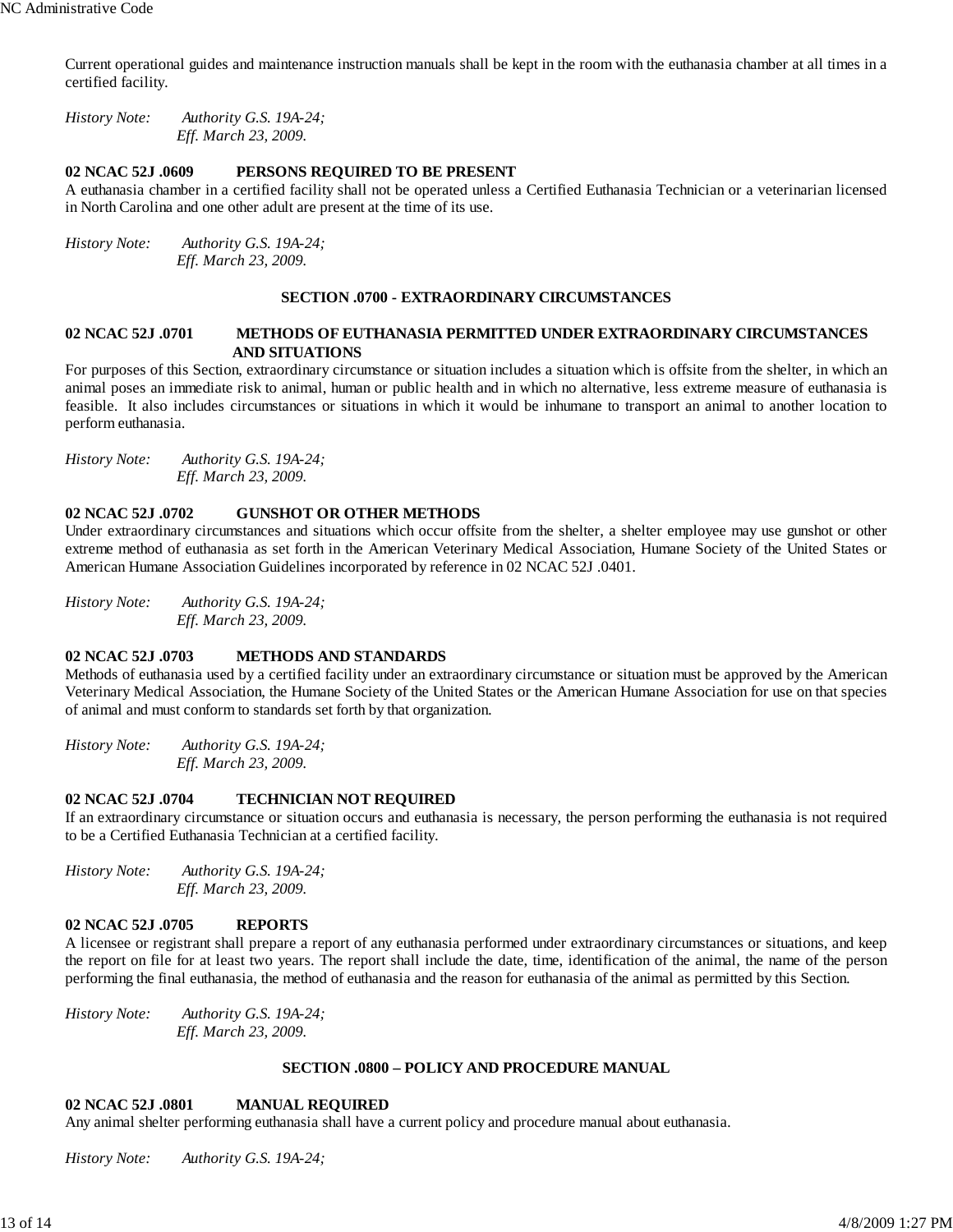Current operational guides and maintenance instruction manuals shall be kept in the room with the euthanasia chamber at all times in a certified facility.

*History Note: Authority G.S. 19A-24;*
*Eff. March 23, 2009.*

**02 NCAC 52J .0609 PERSONS REQUIRED TO BE PRESENT**

A euthanasia chamber in a certified facility shall not be operated unless a Certified Euthanasia Technician or a veterinarian licensed in North Carolina and one other adult are present at the time of its use.

*History Note: Authority G.S. 19A-24;*
*Eff. March 23, 2009.*

## SECTION .0700 - EXTRAORDINARY CIRCUMSTANCES

**02 NCAC 52J .0701 METHODS OF EUTHANASIA PERMITTED UNDER EXTRAORDINARY CIRCUMSTANCES AND SITUATIONS**

For purposes of this Section, extraordinary circumstance or situation includes a situation which is offsite from the shelter, in which an animal poses an immediate risk to animal, human or public health and in which no alternative, less extreme measure of euthanasia is feasible. It also includes circumstances or situations in which it would be inhumane to transport an animal to another location to perform euthanasia.

*History Note: Authority G.S. 19A-24;*
*Eff. March 23, 2009.*

**02 NCAC 52J .0702 GUNSHOT OR OTHER METHODS**

Under extraordinary circumstances and situations which occur offsite from the shelter, a shelter employee may use gunshot or other extreme method of euthanasia as set forth in the American Veterinary Medical Association, Humane Society of the United States or American Humane Association Guidelines incorporated by reference in 02 NCAC 52J .0401.

*History Note: Authority G.S. 19A-24;*
*Eff. March 23, 2009.*

**02 NCAC 52J .0703 METHODS AND STANDARDS**

Methods of euthanasia used by a certified facility under an extraordinary circumstance or situation must be approved by the American Veterinary Medical Association, the Humane Society of the United States or the American Humane Association for use on that species of animal and must conform to standards set forth by that organization.

*History Note: Authority G.S. 19A-24;*
*Eff. March 23, 2009.*

**02 NCAC 52J .0704 TECHNICIAN NOT REQUIRED**

If an extraordinary circumstance or situation occurs and euthanasia is necessary, the person performing the euthanasia is not required to be a Certified Euthanasia Technician at a certified facility.

*History Note: Authority G.S. 19A-24;*
*Eff. March 23, 2009.*

**02 NCAC 52J .0705 REPORTS**

A licensee or registrant shall prepare a report of any euthanasia performed under extraordinary circumstances or situations, and keep the report on file for at least two years. The report shall include the date, time, identification of the animal, the name of the person performing the final euthanasia, the method of euthanasia and the reason for euthanasia of the animal as permitted by this Section.

*History Note: Authority G.S. 19A-24;*
*Eff. March 23, 2009.*

## SECTION .0800 – POLICY AND PROCEDURE MANUAL

**02 NCAC 52J .0801 MANUAL REQUIRED**

Any animal shelter performing euthanasia shall have a current policy and procedure manual about euthanasia.

*History Note: Authority G.S. 19A-24;*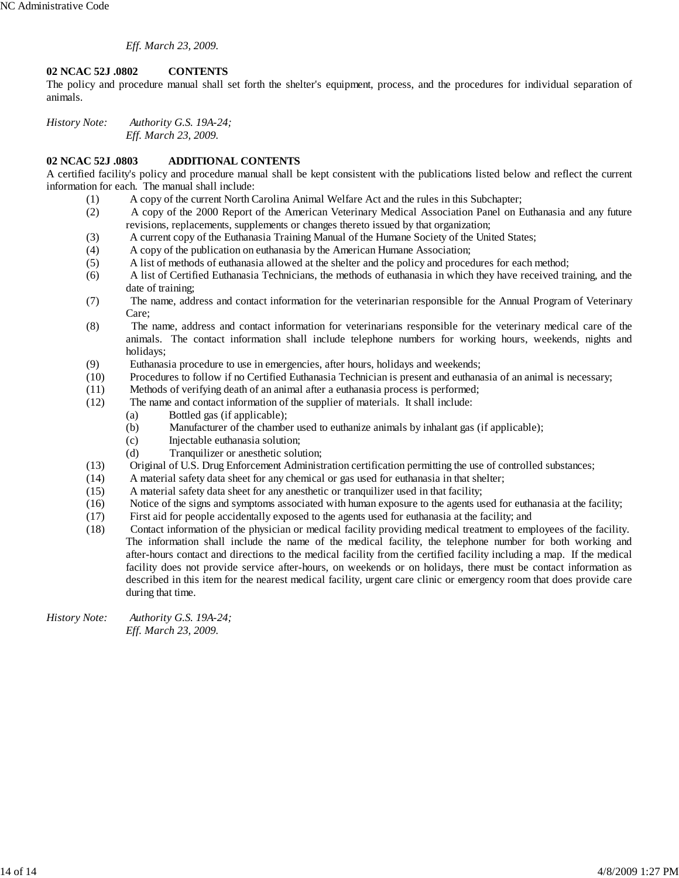*Eff. March 23, 2009.*

**02 NCAC 52J .0802 CONTENTS**

The policy and procedure manual shall set forth the shelter's equipment, process, and the procedures for individual separation of animals.

*History Note: Authority G.S. 19A-24;*
*Eff. March 23, 2009.*

**02 NCAC 52J .0803 ADDITIONAL CONTENTS**

A certified facility's policy and procedure manual shall be kept consistent with the publications listed below and reflect the current information for each. The manual shall include:

(1) A copy of the current North Carolina Animal Welfare Act and the rules in this Subchapter;

(2) A copy of the 2000 Report of the American Veterinary Medical Association Panel on Euthanasia and any future revisions, replacements, supplements or changes thereto issued by that organization;

(3) A current copy of the Euthanasia Training Manual of the Humane Society of the United States;

(4) A copy of the publication on euthanasia by the American Humane Association;

(5) A list of methods of euthanasia allowed at the shelter and the policy and procedures for each method;

(6) A list of Certified Euthanasia Technicians, the methods of euthanasia in which they have received training, and the date of training;

(7) The name, address and contact information for the veterinarian responsible for the Annual Program of Veterinary Care;

(8) The name, address and contact information for veterinarians responsible for the veterinary medical care of the animals. The contact information shall include telephone numbers for working hours, weekends, nights and holidays;

(9) Euthanasia procedure to use in emergencies, after hours, holidays and weekends;

(10) Procedures to follow if no Certified Euthanasia Technician is present and euthanasia of an animal is necessary;

(11) Methods of verifying death of an animal after a euthanasia process is performed;

(12) The name and contact information of the supplier of materials. It shall include:

  (a) Bottled gas (if applicable);

  (b) Manufacturer of the chamber used to euthanize animals by inhalant gas (if applicable);

  (c) Injectable euthanasia solution;

  (d) Tranquilizer or anesthetic solution;

(13) Original of U.S. Drug Enforcement Administration certification permitting the use of controlled substances;

(14) A material safety data sheet for any chemical or gas used for euthanasia in that shelter;

(15) A material safety data sheet for any anesthetic or tranquilizer used in that facility;

(16) Notice of the signs and symptoms associated with human exposure to the agents used for euthanasia at the facility;

(17) First aid for people accidentally exposed to the agents used for euthanasia at the facility; and

(18) Contact information of the physician or medical facility providing medical treatment to employees of the facility. The information shall include the name of the medical facility, the telephone number for both working and after-hours contact and directions to the medical facility from the certified facility including a map. If the medical facility does not provide service after-hours, on weekends or on holidays, there must be contact information as described in this item for the nearest medical facility, urgent care clinic or emergency room that does provide care during that time.

*History Note: Authority G.S. 19A-24;*
*Eff. March 23, 2009.*